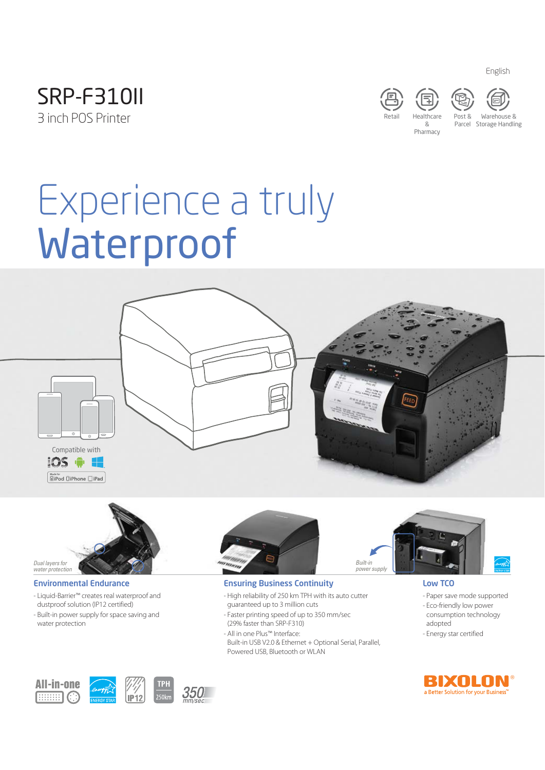English

# SRP-F310II

3 inch POS Printer

Retail | Healthcare & Pharmacy | Post & Parcel | Warehouse & Storage Handling

# Experience a truly Waterproof

Compatible with

iOS

Made for iPod iPhone iPad

*Dual layers for water protection*

*Built-in power supply*

### Environmental Endurance

- Liquid-Barrier™ creates real waterproof and dustproof solution (IP12 certified)
- Built-in power supply for space saving and water protection

### Ensuring Business Continuity

- High reliability of 250 km TPH with its auto cutter guaranteed up to 3 million cuts
- Faster printing speed of up to 350 mm/sec (29% faster than SRP-F310)
- All in one Plus™ Interface: Built-in USB V2.0 & Ethernet + Optional Serial, Parallel, Powered USB, Bluetooth or WLAN

### Low TCO

- Paper save mode supported
- Eco-friendly low power consumption technology adopted
- Energy star certified

All-in-one | ENERGY STAR | IP12 | TPH 250km | 350 mm/sec

BIXOLON®
a Better Solution for your Business™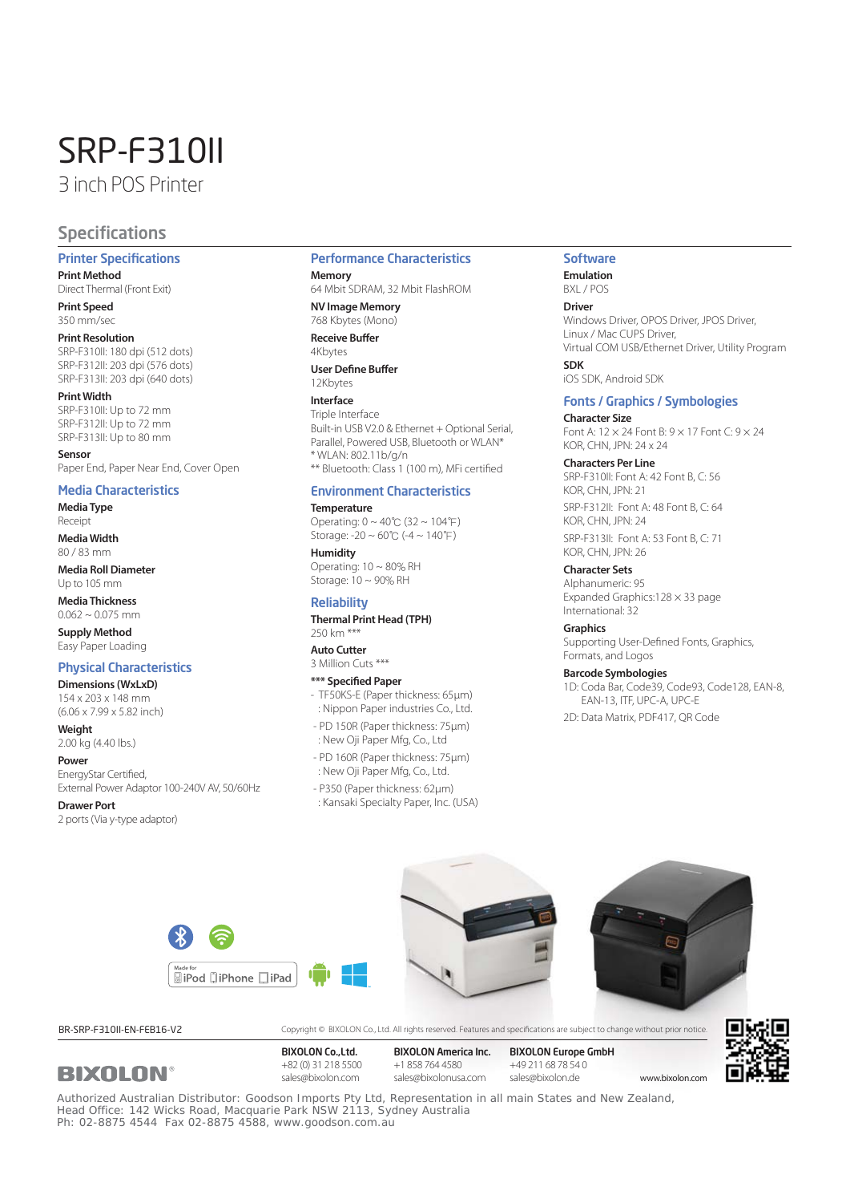# SRP-F310II

3 inch POS Printer

## Specifications

### Printer Specifications

**Print Method**
Direct Thermal (Front Exit)

**Print Speed**
350 mm/sec

**Print Resolution**
SRP-F310II: 180 dpi (512 dots)
SRP-F312II: 203 dpi (576 dots)
SRP-F313II: 203 dpi (640 dots)

**Print Width**
SRP-F310II: Up to 72 mm
SRP-F312II: Up to 72 mm
SRP-F313II: Up to 80 mm

**Sensor**
Paper End, Paper Near End, Cover Open

### Media Characteristics

**Media Type**
Receipt

**Media Width**
80 / 83 mm

**Media Roll Diameter**
Up to 105 mm

**Media Thickness**
0.062 ~ 0.075 mm

**Supply Method**
Easy Paper Loading

### Physical Characteristics

**Dimensions (WxLxD)**
154 x 203 x 148 mm
(6.06 x 7.99 x 5.82 inch)

**Weight**
2.00 kg (4.40 lbs.)

**Power**
EnergyStar Certified,
External Power Adaptor 100-240V AV, 50/60Hz

**Drawer Port**
2 ports (Via y-type adaptor)

### Performance Characteristics

**Memory**
64 Mbit SDRAM, 32 Mbit FlashROM

**NV Image Memory**
768 Kbytes (Mono)

**Receive Buffer**
4Kbytes

**User Define Buffer**
12Kbytes

**Interface**
Triple Interface
Built-in USB V2.0 & Ethernet + Optional Serial, Parallel, Powered USB, Bluetooth or WLAN*
* WLAN: 802.11b/g/n
** Bluetooth: Class 1 (100 m), MFi certified

### Environment Characteristics

**Temperature**
Operating: 0 ~ 40℃ (32 ~ 104℉)
Storage: -20 ~ 60℃ (-4 ~ 140℉)

**Humidity**
Operating: 10 ~ 80% RH
Storage: 10 ~ 90% RH

### Reliability

**Thermal Print Head (TPH)**
250 km ***

**Auto Cutter**
3 Million Cuts ***

**\*\*\* Specified Paper**
- TF50KS-E (Paper thickness: 65µm)
  : Nippon Paper industries Co., Ltd.
- PD 150R (Paper thickness: 75µm)
  : New Oji Paper Mfg, Co., Ltd
- PD 160R (Paper thickness: 75µm)
  : New Oji Paper Mfg, Co., Ltd.
- P350 (Paper thickness: 62µm)
  : Kansaki Specialty Paper, Inc. (USA)

### Software

**Emulation**
BXL / POS

**Driver**
Windows Driver, OPOS Driver, JPOS Driver,
Linux / Mac CUPS Driver,
Virtual COM USB/Ethernet Driver, Utility Program

**SDK**
iOS SDK, Android SDK

### Fonts / Graphics / Symbologies

**Character Size**
Font A: 12 × 24 Font B: 9 × 17 Font C: 9 × 24
KOR, CHN, JPN: 24 x 24

**Characters Per Line**
SRP-F310II: Font A: 42 Font B, C: 56
KOR, CHN, JPN: 21

SRP-F312II: Font A: 48 Font B, C: 64
KOR, CHN, JPN: 24

SRP-F313II: Font A: 53 Font B, C: 71
KOR, CHN, JPN: 26

**Character Sets**
Alphanumeric: 95
Expanded Graphics:128 × 33 page
International: 32

**Graphics**
Supporting User-Defined Fonts, Graphics, Formats, and Logos

**Barcode Symbologies**
1D: Coda Bar, Code39, Code93, Code128, EAN-8, EAN-13, ITF, UPC-A, UPC-E
2D: Data Matrix, PDF417, QR Code

Made for iPod iPhone iPad

BR-SRP-F310II-EN-FEB16-V2

Copyright © BIXOLON Co., Ltd. All rights reserved. Features and specifications are subject to change without prior notice.

BIXOLON

**BIXOLON Co.,Ltd.**
+82 (0) 31 218 5500
sales@bixolon.com

**BIXOLON America Inc.**
+1 858 764 4580
sales@bixolonusa.com

**BIXOLON Europe GmbH**
+49 211 68 78 54 0
sales@bixolon.de

www.bixolon.com

Authorized Australian Distributor: Goodson Imports Pty Ltd, Representation in all main States and New Zealand,
Head Office: 142 Wicks Road, Macquarie Park NSW 2113, Sydney Australia
Ph: 02-8875 4544 Fax 02-8875 4588, www.goodson.com.au